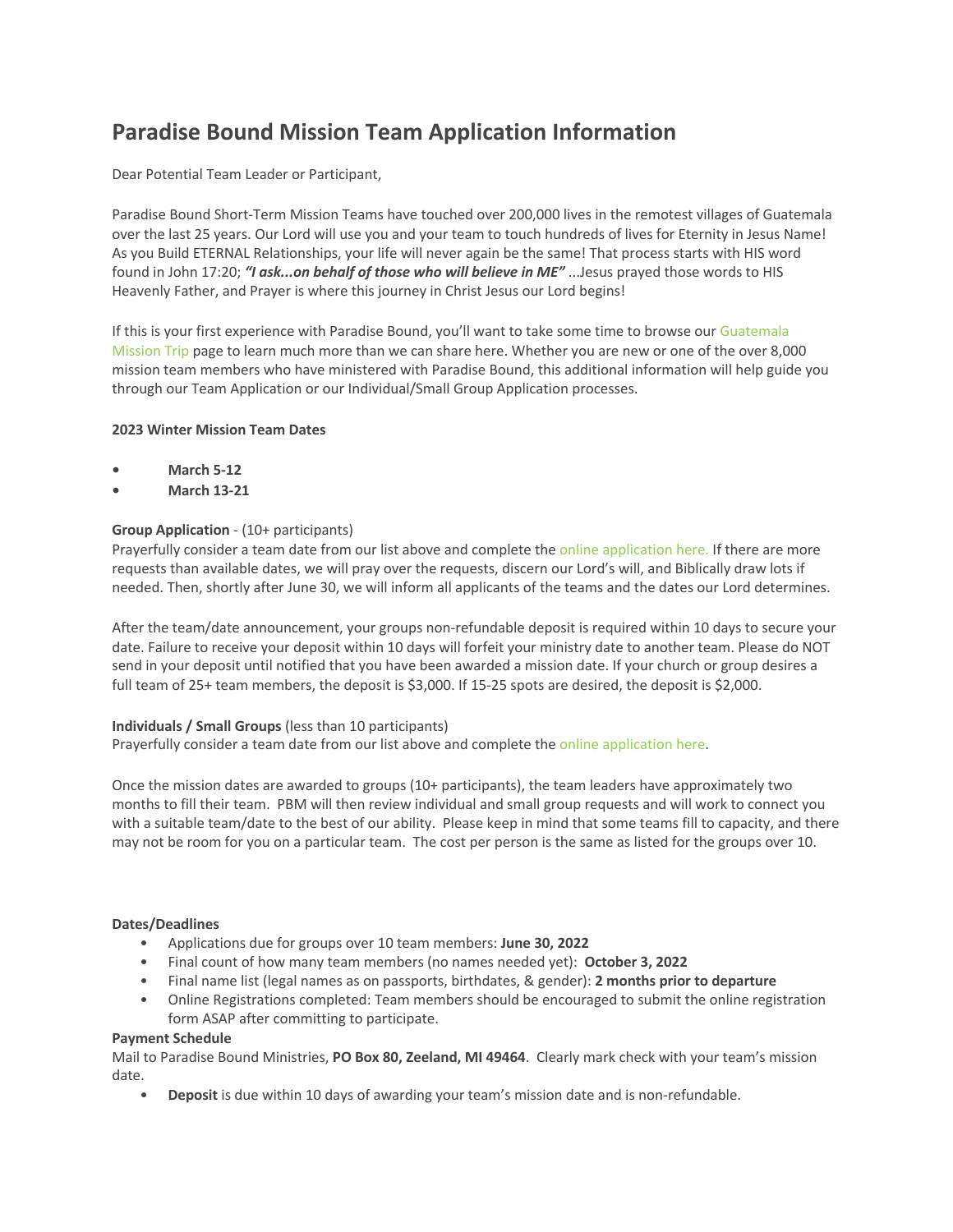# Paradise Bound Mission Team Application Information

Dear Potential Team Leader or Participant,

Paradise Bound Short-Term Mission Teams have touched over 200,000 lives in the remotest villages of Guatemala over the last 25 years. Our Lord will use you and your team to touch hundreds of lives for Eternity in Jesus Name! As you Build ETERNAL Relationships, your life will never again be the same! That process starts with HIS word found in John 17:20; ***"I ask...on behalf of those who will believe in ME"*** ...Jesus prayed those words to HIS Heavenly Father, and Prayer is where this journey in Christ Jesus our Lord begins!

If this is your first experience with Paradise Bound, you'll want to take some time to browse our Guatemala Mission Trip page to learn much more than we can share here. Whether you are new or one of the over 8,000 mission team members who have ministered with Paradise Bound, this additional information will help guide you through our Team Application or our Individual/Small Group Application processes.

**2023 Winter Mission Team Dates**

- **March 5-12**
- **March 13-21**

**Group Application** - (10+ participants)
Prayerfully consider a team date from our list above and complete the online application here. If there are more requests than available dates, we will pray over the requests, discern our Lord's will, and Biblically draw lots if needed. Then, shortly after June 30, we will inform all applicants of the teams and the dates our Lord determines.

After the team/date announcement, your groups non-refundable deposit is required within 10 days to secure your date. Failure to receive your deposit within 10 days will forfeit your ministry date to another team. Please do NOT send in your deposit until notified that you have been awarded a mission date. If your church or group desires a full team of 25+ team members, the deposit is $3,000. If 15-25 spots are desired, the deposit is $2,000.

**Individuals / Small Groups** (less than 10 participants)
Prayerfully consider a team date from our list above and complete the online application here.

Once the mission dates are awarded to groups (10+ participants), the team leaders have approximately two months to fill their team. PBM will then review individual and small group requests and will work to connect you with a suitable team/date to the best of our ability. Please keep in mind that some teams fill to capacity, and there may not be room for you on a particular team. The cost per person is the same as listed for the groups over 10.

**Dates/Deadlines**

- Applications due for groups over 10 team members: **June 30, 2022**
- Final count of how many team members (no names needed yet): **October 3, 2022**
- Final name list (legal names as on passports, birthdates, & gender): **2 months prior to departure**
- Online Registrations completed: Team members should be encouraged to submit the online registration form ASAP after committing to participate.

**Payment Schedule**
Mail to Paradise Bound Ministries, **PO Box 80, Zeeland, MI 49464**. Clearly mark check with your team's mission date.

- **Deposit** is due within 10 days of awarding your team's mission date and is non-refundable.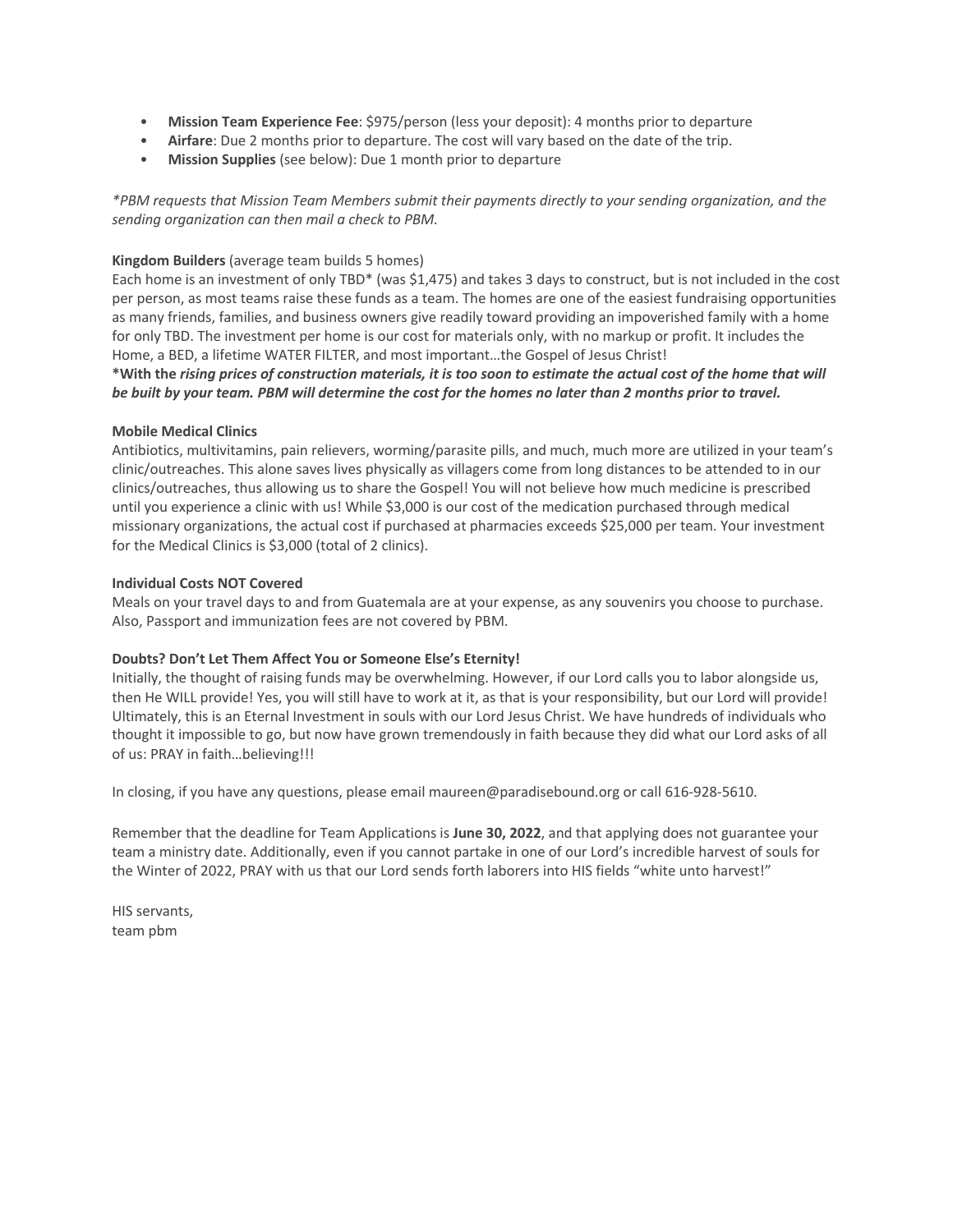- **Mission Team Experience Fee**: $975/person (less your deposit): 4 months prior to departure
- **Airfare**: Due 2 months prior to departure. The cost will vary based on the date of the trip.
- **Mission Supplies** (see below): Due 1 month prior to departure

*\*PBM requests that Mission Team Members submit their payments directly to your sending organization, and the sending organization can then mail a check to PBM.*

**Kingdom Builders** (average team builds 5 homes)
Each home is an investment of only TBD* (was $1,475) and takes 3 days to construct, but is not included in the cost per person, as most teams raise these funds as a team. The homes are one of the easiest fundraising opportunities as many friends, families, and business owners give readily toward providing an impoverished family with a home for only TBD. The investment per home is our cost for materials only, with no markup or profit. It includes the Home, a BED, a lifetime WATER FILTER, and most important…the Gospel of Jesus Christ!
**\*With the *rising prices of construction materials, it is too soon to estimate the actual cost of the home that will be built by your team. PBM will determine the cost for the homes no later than 2 months prior to travel.***

**Mobile Medical Clinics**
Antibiotics, multivitamins, pain relievers, worming/parasite pills, and much, much more are utilized in your team's clinic/outreaches. This alone saves lives physically as villagers come from long distances to be attended to in our clinics/outreaches, thus allowing us to share the Gospel! You will not believe how much medicine is prescribed until you experience a clinic with us! While $3,000 is our cost of the medication purchased through medical missionary organizations, the actual cost if purchased at pharmacies exceeds $25,000 per team. Your investment for the Medical Clinics is $3,000 (total of 2 clinics).

**Individual Costs NOT Covered**
Meals on your travel days to and from Guatemala are at your expense, as any souvenirs you choose to purchase. Also, Passport and immunization fees are not covered by PBM.

**Doubts? Don't Let Them Affect You or Someone Else's Eternity!**
Initially, the thought of raising funds may be overwhelming. However, if our Lord calls you to labor alongside us, then He WILL provide! Yes, you will still have to work at it, as that is your responsibility, but our Lord will provide! Ultimately, this is an Eternal Investment in souls with our Lord Jesus Christ. We have hundreds of individuals who thought it impossible to go, but now have grown tremendously in faith because they did what our Lord asks of all of us: PRAY in faith…believing!!!

In closing, if you have any questions, please email maureen@paradisebound.org or call 616-928-5610.

Remember that the deadline for Team Applications is **June 30, 2022**, and that applying does not guarantee your team a ministry date. Additionally, even if you cannot partake in one of our Lord's incredible harvest of souls for the Winter of 2022, PRAY with us that our Lord sends forth laborers into HIS fields "white unto harvest!"

HIS servants,
team pbm